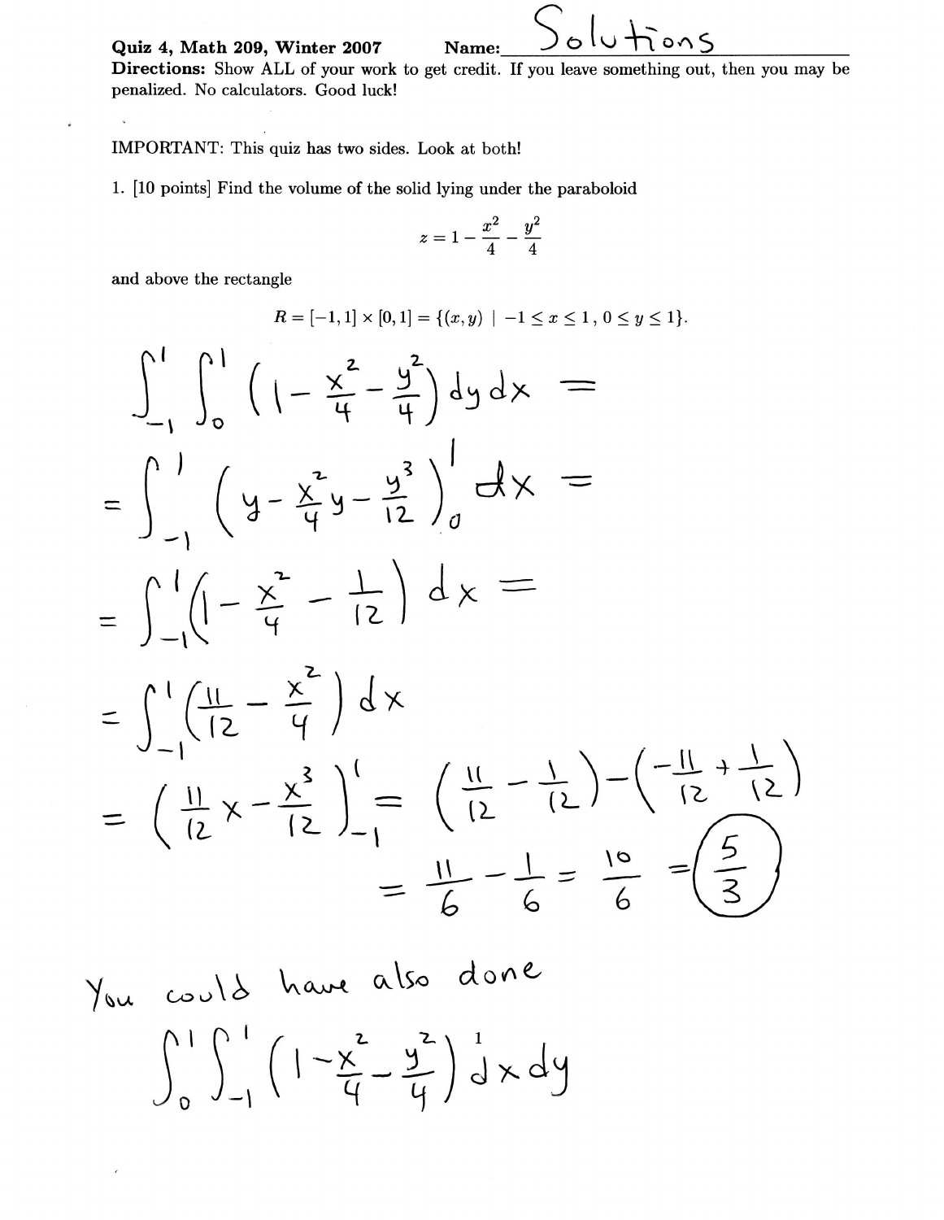**Quiz 4, Math 209, Winter 2007** **Name:** Solutions

**Directions:** Show ALL of your work to get credit. If you leave something out, then you may be penalized. No calculators. Good luck!

IMPORTANT: This quiz has two sides. Look at both!

1. [10 points] Find the volume of the solid lying under the paraboloid

$$z = 1 - \frac{x^2}{4} - \frac{y^2}{4}$$

and above the rectangle

$$R = [-1, 1] \times [0, 1] = \{(x, y) \mid -1 \le x \le 1, 0 \le y \le 1\}.$$

$$\int_{-1}^{1} \int_{0}^{1} \left(1 - \frac{x^2}{4} - \frac{y^2}{4}\right) dy\, dx =$$

$$= \int_{-1}^{1} \left(y - \frac{x^2}{4}y - \frac{y^3}{12}\right)\Big|_0^1 dx =$$

$$= \int_{-1}^{1} \left(1 - \frac{x^2}{4} - \frac{1}{12}\right) dx =$$

$$= \int_{-1}^{1} \left(\frac{11}{12} - \frac{x^2}{4}\right) dx$$

$$= \left(\frac{11}{12}x - \frac{x^3}{12}\right)\Big|_{-1}^{1} = \left(\frac{11}{12} - \frac{1}{12}\right) - \left(-\frac{11}{12} + \frac{1}{12}\right)$$

$$= \frac{11}{6} - \frac{1}{6} = \frac{10}{6} = \boxed{\frac{5}{3}}$$

You could have also done

$$\int_{0}^{1} \int_{-1}^{1} \left(1 - \frac{x^2}{4} - \frac{y^2}{4}\right) dx\, dy$$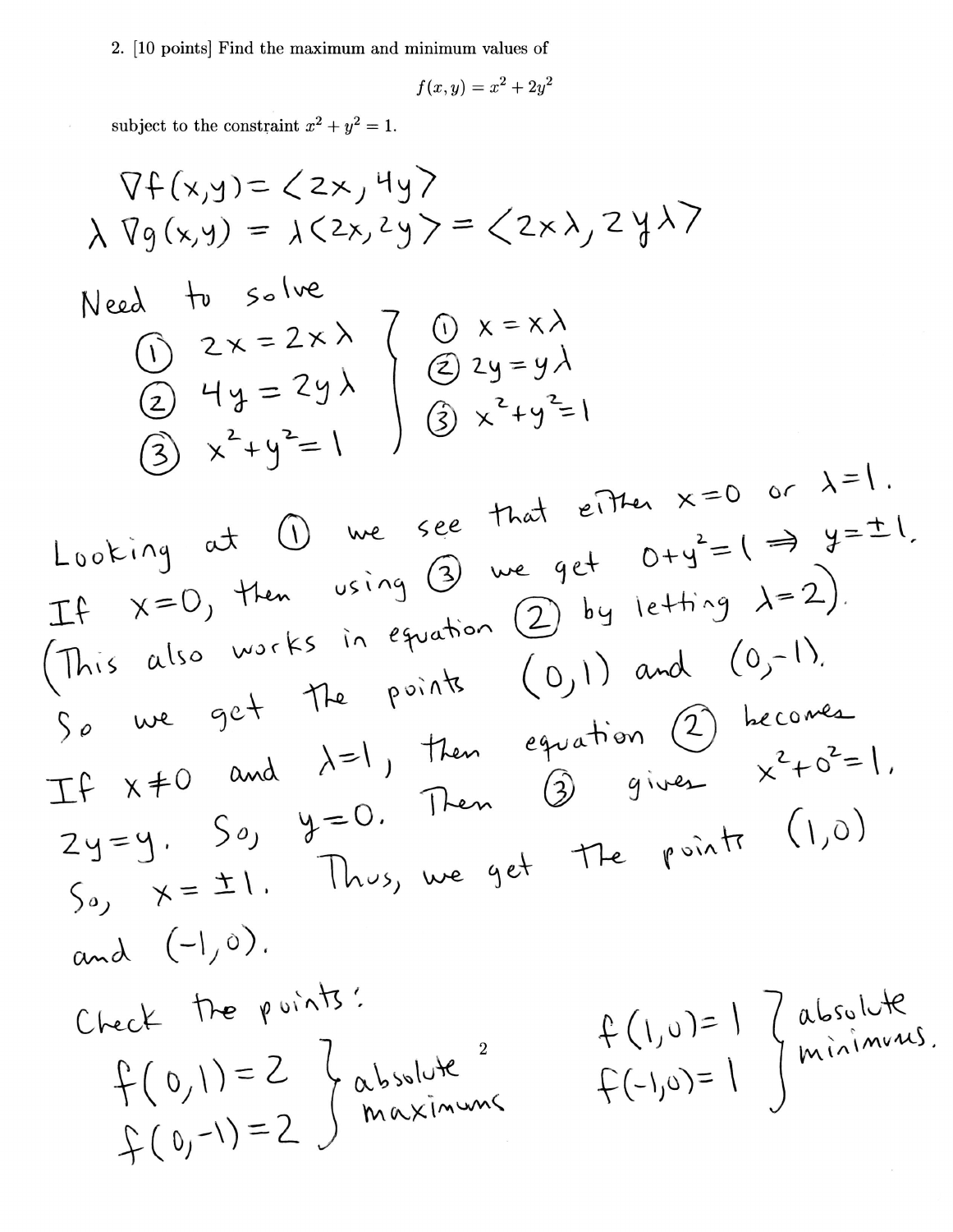2. [10 points] Find the maximum and minimum values of

$$f(x, y) = x^2 + 2y^2$$

subject to the constraint $x^2 + y^2 = 1$.

$\nabla f(x,y) = \langle 2x, 4y \rangle$

$\lambda \nabla g(x,y) = \lambda \langle 2x, 2y \rangle = \langle 2x\lambda, 2y\lambda \rangle$

Need to solve

① $2x = 2x\lambda$
② $4y = 2y\lambda$
③ $x^2 + y^2 = 1$

① $x = x\lambda$
② $2y = y\lambda$
③ $x^2 + y^2 = 1$

Looking at ① we see that either $x = 0$ or $\lambda = 1$.

If $x = 0$, then using ③ we get $0 + y^2 = 1 \Rightarrow y = \pm 1$.
(This also works in equation ② by letting $\lambda = 2$).
So we get the points $(0,1)$ and $(0,-1)$.

If $x \neq 0$ and $\lambda = 1$, then equation ② becomes $2y = y$. So, $y = 0$. Then ③ gives $x^2 + 0^2 = 1$. So, $x = \pm 1$. Thus, we get the points $(1,0)$ and $(-1,0)$.

Check the points:

$f(0,1) = 2$
$f(0,-1) = 2$
} absolute maximums

$f(1,0) = 1$
$f(-1,0) = 1$
} absolute minimums.